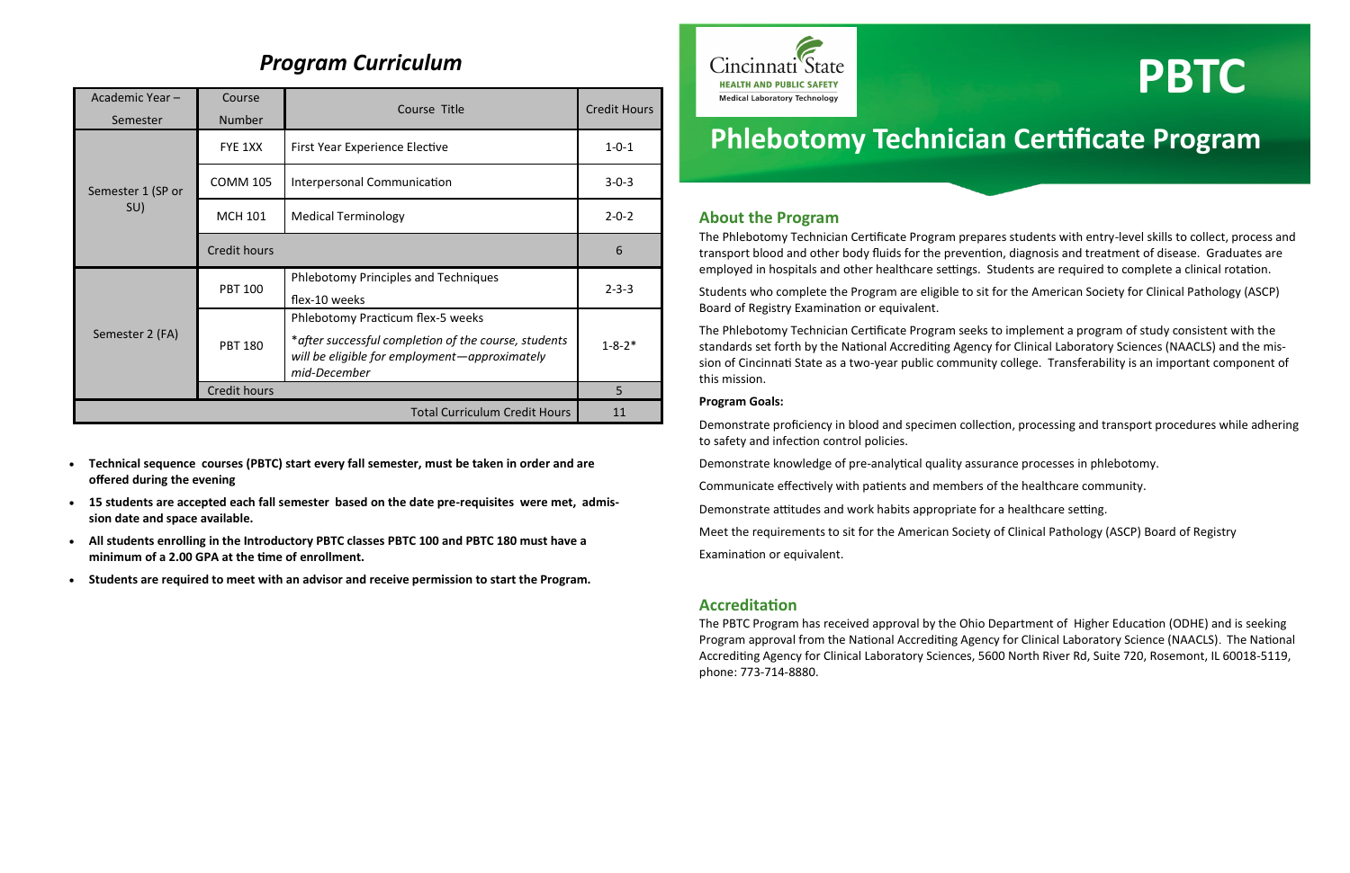## Program Curriculum

| Academic Year – Semester | Course Number | Course Title | Credit Hours |
|---|---|---|---|
| Semester 1 (SP or SU) | FYE 1XX | First Year Experience Elective | 1-0-1 |
| | COMM 105 | Interpersonal Communication | 3-0-3 |
| | MCH 101 | Medical Terminology | 2-0-2 |
| | Credit hours | | 6 |
| Semester 2 (FA) | PBT 100 | Phlebotomy Principles and Techniques flex-10 weeks | 2-3-3 |
| | PBT 180 | Phlebotomy Practicum flex-5 weeks *\*after successful completion of the course, students will be eligible for employment—approximately mid-December* | 1-8-2* |
| | Credit hours | | 5 |
| Total Curriculum Credit Hours | | | 11 |

- **Technical sequence courses (PBTC) start every fall semester, must be taken in order and are offered during the evening**
- **15 students are accepted each fall semester based on the date pre-requisites were met, admission date and space available.**
- **All students enrolling in the Introductory PBTC classes PBTC 100 and PBTC 180 must have a minimum of a 2.00 GPA at the time of enrollment.**
- **Students are required to meet with an advisor and receive permission to start the Program.**

Cincinnati State
HEALTH AND PUBLIC SAFETY
Medical Laboratory Technology

# PBTC

# Phlebotomy Technician Certificate Program

## About the Program

The Phlebotomy Technician Certificate Program prepares students with entry-level skills to collect, process and transport blood and other body fluids for the prevention, diagnosis and treatment of disease. Graduates are employed in hospitals and other healthcare settings. Students are required to complete a clinical rotation.

Students who complete the Program are eligible to sit for the American Society for Clinical Pathology (ASCP) Board of Registry Examination or equivalent.

The Phlebotomy Technician Certificate Program seeks to implement a program of study consistent with the standards set forth by the National Accrediting Agency for Clinical Laboratory Sciences (NAACLS) and the mission of Cincinnati State as a two-year public community college. Transferability is an important component of this mission.

**Program Goals:**

Demonstrate proficiency in blood and specimen collection, processing and transport procedures while adhering to safety and infection control policies.

Demonstrate knowledge of pre-analytical quality assurance processes in phlebotomy.

Communicate effectively with patients and members of the healthcare community.

Demonstrate attitudes and work habits appropriate for a healthcare setting.

Meet the requirements to sit for the American Society of Clinical Pathology (ASCP) Board of Registry Examination or equivalent.

## Accreditation

The PBTC Program has received approval by the Ohio Department of Higher Education (ODHE) and is seeking Program approval from the National Accrediting Agency for Clinical Laboratory Science (NAACLS). The National Accrediting Agency for Clinical Laboratory Sciences, 5600 North River Rd, Suite 720, Rosemont, IL 60018-5119, phone: 773-714-8880.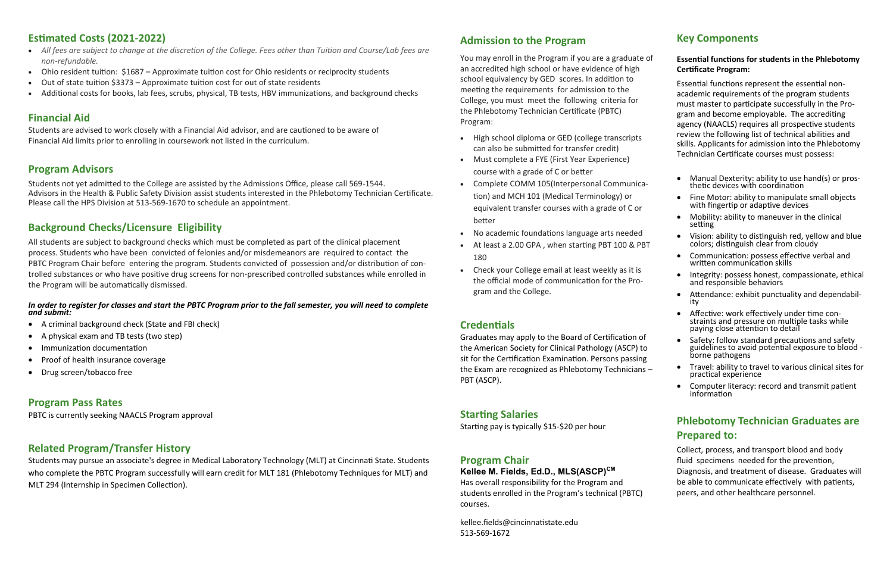## Estimated Costs (2021-2022)

- *All fees are subject to change at the discretion of the College. Fees other than Tuition and Course/Lab fees are non-refundable.*
- Ohio resident tuition: $1687 – Approximate tuition cost for Ohio residents or reciprocity students
- Out of state tuition $3373 – Approximate tuition cost for out of state residents
- Additional costs for books, lab fees, scrubs, physical, TB tests, HBV immunizations, and background checks

## Financial Aid

Students are advised to work closely with a Financial Aid advisor, and are cautioned to be aware of Financial Aid limits prior to enrolling in coursework not listed in the curriculum.

## Program Advisors

Students not yet admitted to the College are assisted by the Admissions Office, please call 569-1544. Advisors in the Health & Public Safety Division assist students interested in the Phlebotomy Technician Certificate. Please call the HPS Division at 513-569-1670 to schedule an appointment.

## Background Checks/Licensure Eligibility

All students are subject to background checks which must be completed as part of the clinical placement process. Students who have been convicted of felonies and/or misdemeanors are required to contact the PBTC Program Chair before entering the program. Students convicted of possession and/or distribution of controlled substances or who have positive drug screens for non-prescribed controlled substances while enrolled in the Program will be automatically dismissed.

***In order to register for classes and start the PBTC Program prior to the fall semester, you will need to complete and submit:***

- A criminal background check (State and FBI check)
- A physical exam and TB tests (two step)
- Immunization documentation
- Proof of health insurance coverage
- Drug screen/tobacco free

## Program Pass Rates

PBTC is currently seeking NAACLS Program approval

## Related Program/Transfer History

Students may pursue an associate's degree in Medical Laboratory Technology (MLT) at Cincinnati State. Students who complete the PBTC Program successfully will earn credit for MLT 181 (Phlebotomy Techniques for MLT) and MLT 294 (Internship in Specimen Collection).

## Admission to the Program

You may enroll in the Program if you are a graduate of an accredited high school or have evidence of high school equivalency by GED scores. In addition to meeting the requirements for admission to the College, you must meet the following criteria for the Phlebotomy Technician Certificate (PBTC) Program:

- High school diploma or GED (college transcripts can also be submitted for transfer credit)
- Must complete a FYE (First Year Experience) course with a grade of C or better
- Complete COMM 105(Interpersonal Communication) and MCH 101 (Medical Terminology) or equivalent transfer courses with a grade of C or better
- No academic foundations language arts needed
- At least a 2.00 GPA , when starting PBT 100 & PBT 180
- Check your College email at least weekly as it is the official mode of communication for the Program and the College.

## Credentials

Graduates may apply to the Board of Certification of the American Society for Clinical Pathology (ASCP) to sit for the Certification Examination. Persons passing the Exam are recognized as Phlebotomy Technicians – PBT (ASCP).

## Starting Salaries

Starting pay is typically $15-$20 per hour

## Program Chair

**Kellee M. Fields, Ed.D., MLS(ASCP)[CM]**

Has overall responsibility for the Program and students enrolled in the Program's technical (PBTC) courses.

kellee.fields@cincinnatistate.edu
513-569-1672

## Key Components

**Essential functions for students in the Phlebotomy Certificate Program:**

Essential functions represent the essential non-academic requirements of the program students must master to participate successfully in the Program and become employable. The accrediting agency (NAACLS) requires all prospective students review the following list of technical abilities and skills. Applicants for admission into the Phlebotomy Technician Certificate courses must possess:

- Manual Dexterity: ability to use hand(s) or prosthetic devices with coordination
- Fine Motor: ability to manipulate small objects with fingertip or adaptive devices
- Mobility: ability to maneuver in the clinical setting
- Vision: ability to distinguish red, yellow and blue colors; distinguish clear from cloudy
- Communication: possess effective verbal and written communication skills
- Integrity: possess honest, compassionate, ethical and responsible behaviors
- Attendance: exhibit punctuality and dependability
- Affective: work effectively under time constraints and pressure on multiple tasks while paying close attention to detail
- Safety: follow standard precautions and safety guidelines to avoid potential exposure to blood - borne pathogens
- Travel: ability to travel to various clinical sites for practical experience
- Computer literacy: record and transmit patient information

## Phlebotomy Technician Graduates are Prepared to:

Collect, process, and transport blood and body fluid specimens needed for the prevention, Diagnosis, and treatment of disease. Graduates will be able to communicate effectively with patients, peers, and other healthcare personnel.